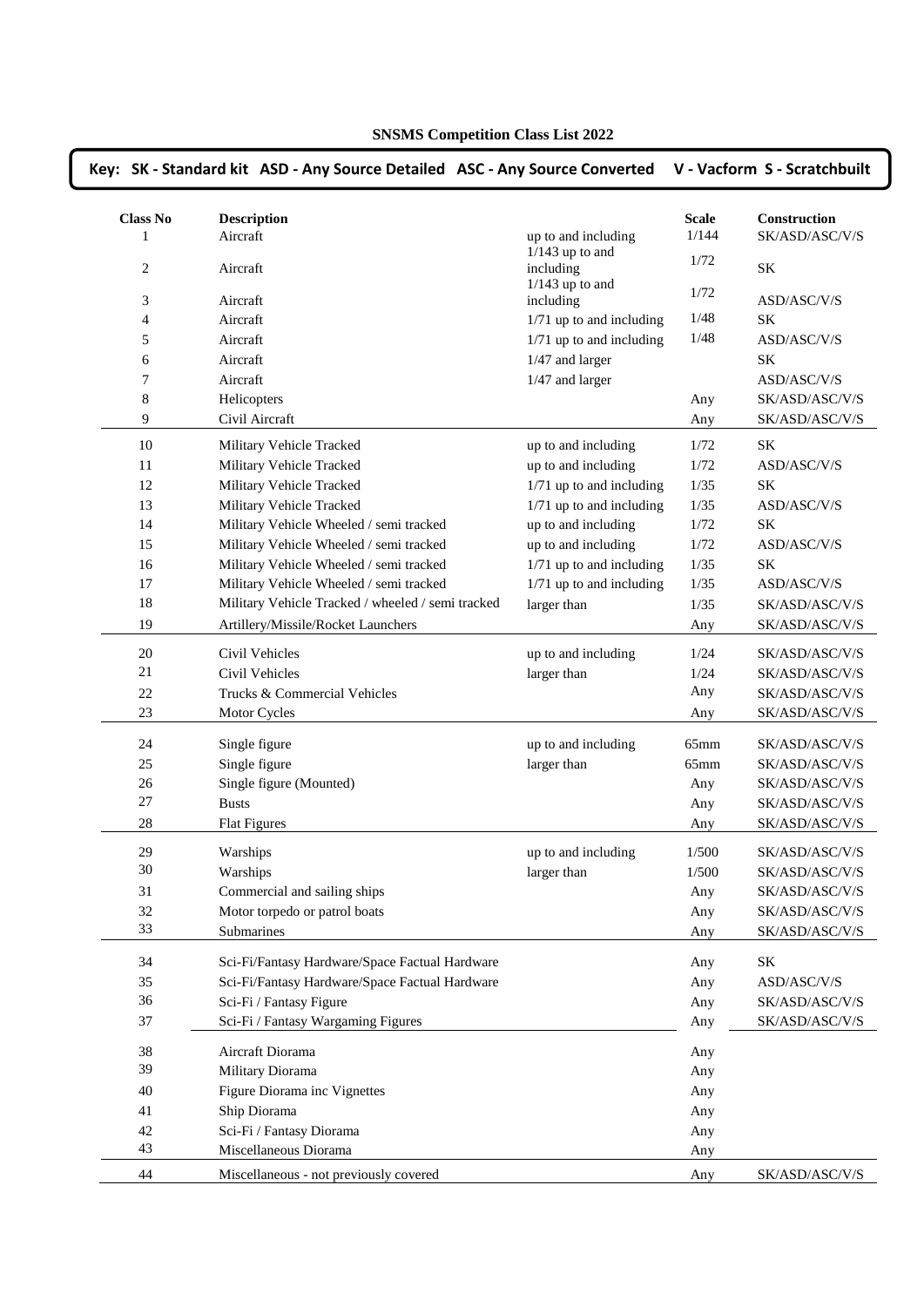# SNSMS Competition Class List 2022

**Key: SK - Standard kit ASD - Any Source Detailed ASC - Any Source Converted V - Vacform S - Scratchbuilt**

| Class No | Description | | Scale | Construction |
|---|---|---|---|---|
| 1 | Aircraft | up to and including | 1/144 | SK/ASD/ASC/V/S |
| 2 | Aircraft | 1/143 up to and including | 1/72 | SK |
| 3 | Aircraft | 1/143 up to and including | 1/72 | ASD/ASC/V/S |
| 4 | Aircraft | 1/71 up to and including | 1/48 | SK |
| 5 | Aircraft | 1/71 up to and including | 1/48 | ASD/ASC/V/S |
| 6 | Aircraft | 1/47 and larger | | SK |
| 7 | Aircraft | 1/47 and larger | | ASD/ASC/V/S |
| 8 | Helicopters | | Any | SK/ASD/ASC/V/S |
| 9 | Civil Aircraft | | Any | SK/ASD/ASC/V/S |
| 10 | Military Vehicle Tracked | up to and including | 1/72 | SK |
| 11 | Military Vehicle Tracked | up to and including | 1/72 | ASD/ASC/V/S |
| 12 | Military Vehicle Tracked | 1/71 up to and including | 1/35 | SK |
| 13 | Military Vehicle Tracked | 1/71 up to and including | 1/35 | ASD/ASC/V/S |
| 14 | Military Vehicle Wheeled / semi tracked | up to and including | 1/72 | SK |
| 15 | Military Vehicle Wheeled / semi tracked | up to and including | 1/72 | ASD/ASC/V/S |
| 16 | Military Vehicle Wheeled / semi tracked | 1/71 up to and including | 1/35 | SK |
| 17 | Military Vehicle Wheeled / semi tracked | 1/71 up to and including | 1/35 | ASD/ASC/V/S |
| 18 | Military Vehicle Tracked / wheeled / semi tracked | larger than | 1/35 | SK/ASD/ASC/V/S |
| 19 | Artillery/Missile/Rocket Launchers | | Any | SK/ASD/ASC/V/S |
| 20 | Civil Vehicles | up to and including | 1/24 | SK/ASD/ASC/V/S |
| 21 | Civil Vehicles | larger than | 1/24 | SK/ASD/ASC/V/S |
| 22 | Trucks & Commercial Vehicles | | Any | SK/ASD/ASC/V/S |
| 23 | Motor Cycles | | Any | SK/ASD/ASC/V/S |
| 24 | Single figure | up to and including | 65mm | SK/ASD/ASC/V/S |
| 25 | Single figure | larger than | 65mm | SK/ASD/ASC/V/S |
| 26 | Single figure (Mounted) | | Any | SK/ASD/ASC/V/S |
| 27 | Busts | | Any | SK/ASD/ASC/V/S |
| 28 | Flat Figures | | Any | SK/ASD/ASC/V/S |
| 29 | Warships | up to and including | 1/500 | SK/ASD/ASC/V/S |
| 30 | Warships | larger than | 1/500 | SK/ASD/ASC/V/S |
| 31 | Commercial and sailing ships | | Any | SK/ASD/ASC/V/S |
| 32 | Motor torpedo or patrol boats | | Any | SK/ASD/ASC/V/S |
| 33 | Submarines | | Any | SK/ASD/ASC/V/S |
| 34 | Sci-Fi/Fantasy Hardware/Space Factual Hardware | | Any | SK |
| 35 | Sci-Fi/Fantasy Hardware/Space Factual Hardware | | Any | ASD/ASC/V/S |
| 36 | Sci-Fi / Fantasy Figure | | Any | SK/ASD/ASC/V/S |
| 37 | Sci-Fi / Fantasy Wargaming Figures | | Any | SK/ASD/ASC/V/S |
| 38 | Aircraft Diorama | | Any | |
| 39 | Military Diorama | | Any | |
| 40 | Figure Diorama inc Vignettes | | Any | |
| 41 | Ship Diorama | | Any | |
| 42 | Sci-Fi / Fantasy Diorama | | Any | |
| 43 | Miscellaneous Diorama | | Any | |
| 44 | Miscellaneous - not previously covered | | Any | SK/ASD/ASC/V/S |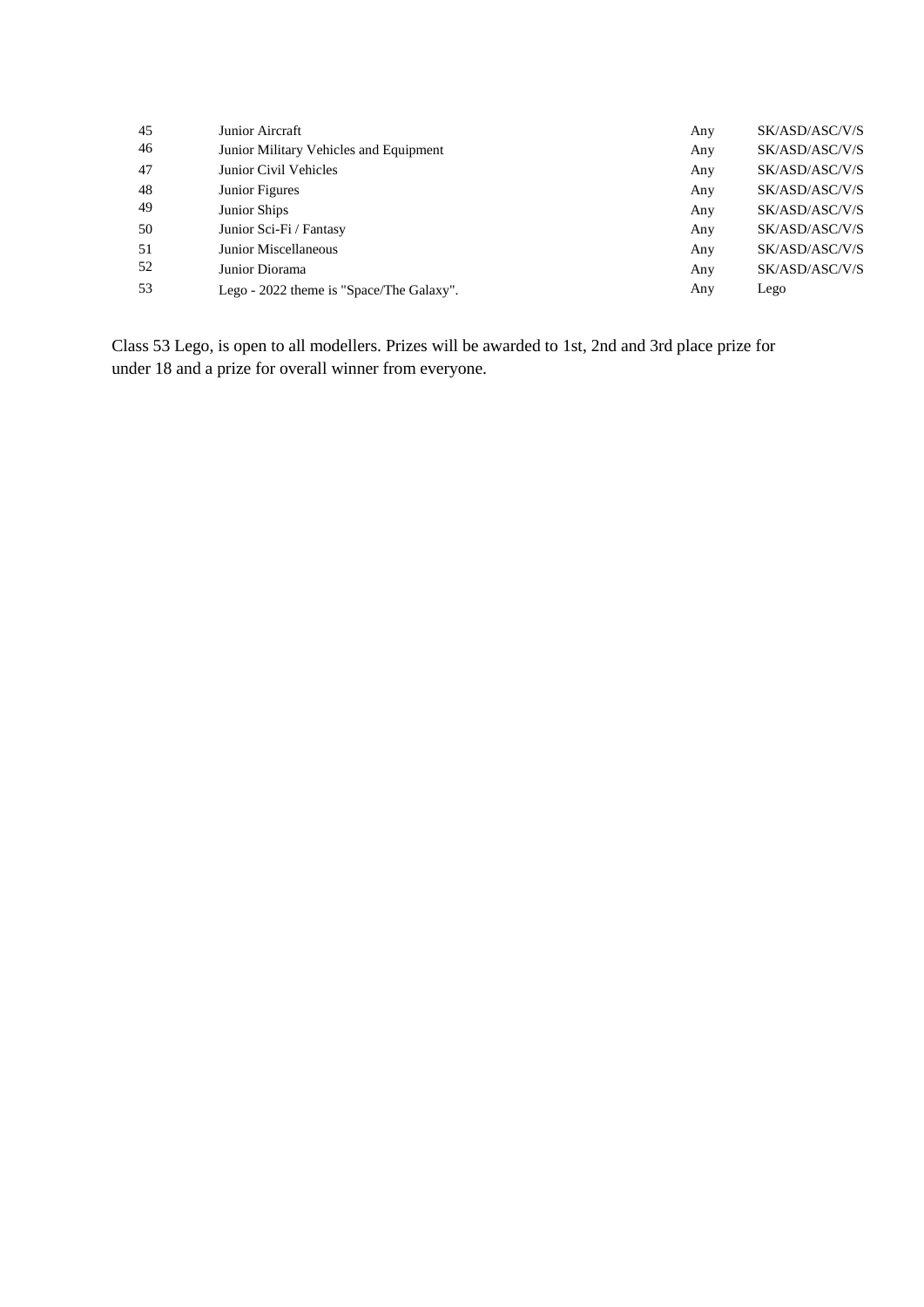| | | | |
|---|---|---|---|
| 45 | Junior Aircraft | Any | SK/ASD/ASC/V/S |
| 46 | Junior Military Vehicles and Equipment | Any | SK/ASD/ASC/V/S |
| 47 | Junior Civil Vehicles | Any | SK/ASD/ASC/V/S |
| 48 | Junior Figures | Any | SK/ASD/ASC/V/S |
| 49 | Junior Ships | Any | SK/ASD/ASC/V/S |
| 50 | Junior Sci-Fi / Fantasy | Any | SK/ASD/ASC/V/S |
| 51 | Junior Miscellaneous | Any | SK/ASD/ASC/V/S |
| 52 | Junior Diorama | Any | SK/ASD/ASC/V/S |
| 53 | Lego - 2022 theme is "Space/The Galaxy". | Any | Lego |

Class 53 Lego, is open to all modellers. Prizes will be awarded to 1st, 2nd and 3rd place prize for under 18 and a prize for overall winner from everyone.